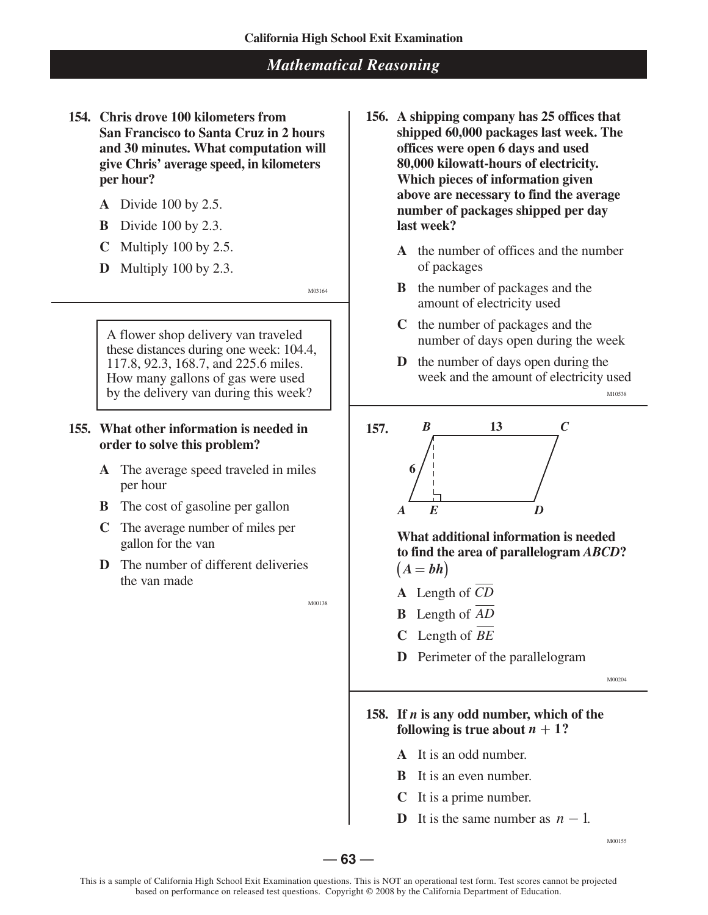## Mathematical Reasoning

**154. Chris drove 100 kilometers from San Francisco to Santa Cruz in 2 hours and 30 minutes. What computation will give Chris' average speed, in kilometers per hour?**

- **A** Divide 100 by 2.5.
- **B** Divide 100 by 2.3.
- **C** Multiply 100 by 2.5.
- **D** Multiply 100 by 2.3.

M03164

> A flower shop delivery van traveled these distances during one week: 104.4, 117.8, 92.3, 168.7, and 225.6 miles. How many gallons of gas were used by the delivery van during this week?

**155. What other information is needed in order to solve this problem?**

- **A** The average speed traveled in miles per hour
- **B** The cost of gasoline per gallon
- **C** The average number of miles per gallon for the van
- **D** The number of different deliveries the van made

M00138

**156. A shipping company has 25 offices that shipped 60,000 packages last week. The offices were open 6 days and used 80,000 kilowatt-hours of electricity. Which pieces of information given above are necessary to find the average number of packages shipped per day last week?**

- **A** the number of offices and the number of packages
- **B** the number of packages and the amount of electricity used
- **C** the number of packages and the number of days open during the week
- **D** the number of days open during the week and the amount of electricity used

M10538

**157.** Parallelogram ABCD with BC = 13, AB = 6, and BE perpendicular to AD at E.

**What additional information is needed to find the area of parallelogram *ABCD*? $(A = bh)$**

- **A** Length of $\overline{CD}$
- **B** Length of $\overline{AD}$
- **C** Length of $\overline{BE}$
- **D** Perimeter of the parallelogram

M00204

**158. If $n$ is any odd number, which of the following is true about $n + 1$?**

- **A** It is an odd number.
- **B** It is an even number.
- **C** It is a prime number.
- **D** It is the same number as $n - 1$.

M00155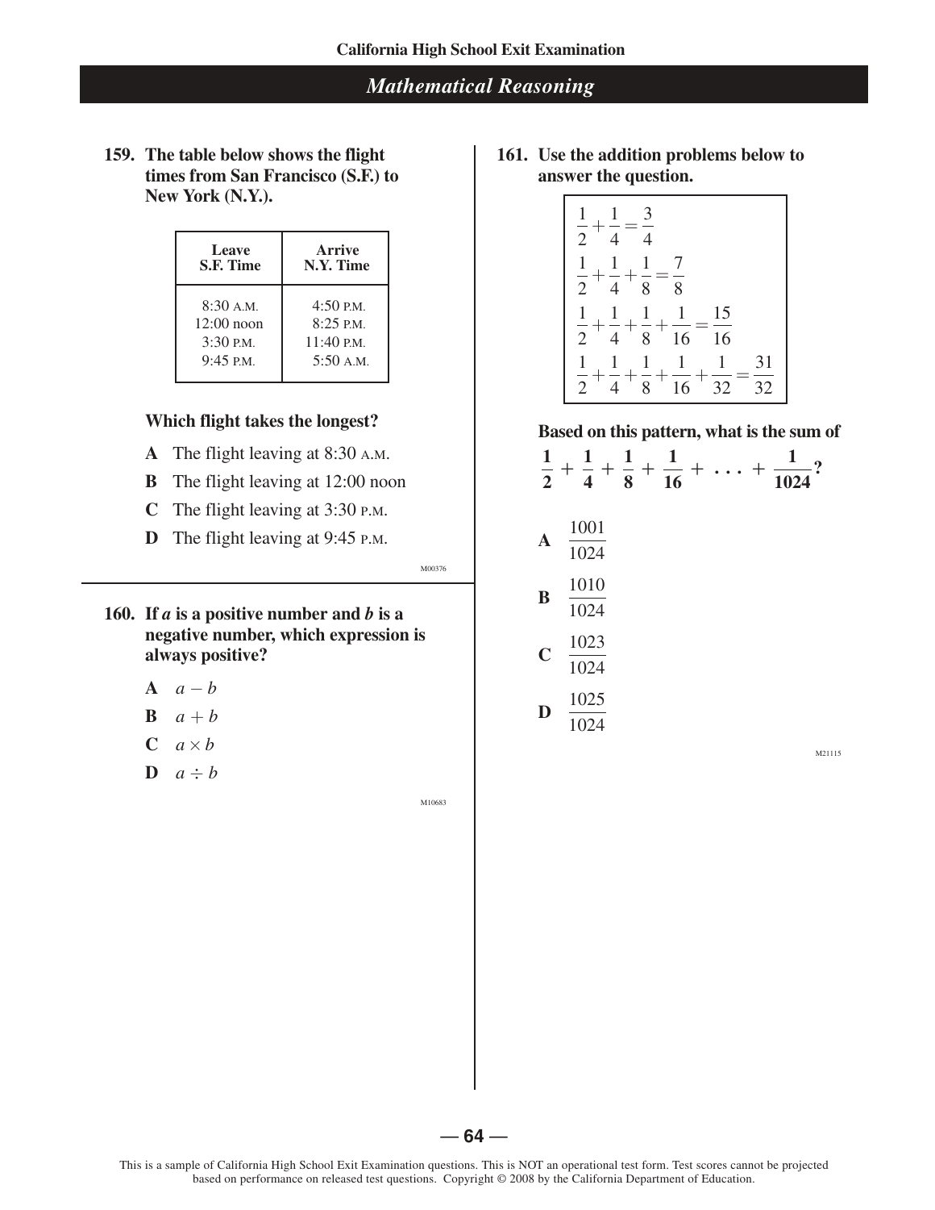## Mathematical Reasoning

**159. The table below shows the flight times from San Francisco (S.F.) to New York (N.Y.).**

| Leave S.F. Time | Arrive N.Y. Time |
|---|---|
| 8:30 A.M. | 4:50 P.M. |
| 12:00 noon | 8:25 P.M. |
| 3:30 P.M. | 11:40 P.M. |
| 9:45 P.M. | 5:50 A.M. |

**Which flight takes the longest?**

**A** The flight leaving at 8:30 A.M.

**B** The flight leaving at 12:00 noon

**C** The flight leaving at 3:30 P.M.

**D** The flight leaving at 9:45 P.M.

M00376

**160. If *a* is a positive number and *b* is a negative number, which expression is always positive?**

**A** $a - b$

**B** $a + b$

**C** $a \times b$

**D** $a \div b$

M10683

**161. Use the addition problems below to answer the question.**

$$\frac{1}{2} + \frac{1}{4} = \frac{3}{4}$$

$$\frac{1}{2} + \frac{1}{4} + \frac{1}{8} = \frac{7}{8}$$

$$\frac{1}{2} + \frac{1}{4} + \frac{1}{8} + \frac{1}{16} = \frac{15}{16}$$

$$\frac{1}{2} + \frac{1}{4} + \frac{1}{8} + \frac{1}{16} + \frac{1}{32} = \frac{31}{32}$$

**Based on this pattern, what is the sum of** $\frac{1}{2} + \frac{1}{4} + \frac{1}{8} + \frac{1}{16} + \ldots + \frac{1}{1024}$**?**

**A** $\frac{1001}{1024}$

**B** $\frac{1010}{1024}$

**C** $\frac{1023}{1024}$

**D** $\frac{1025}{1024}$

M21115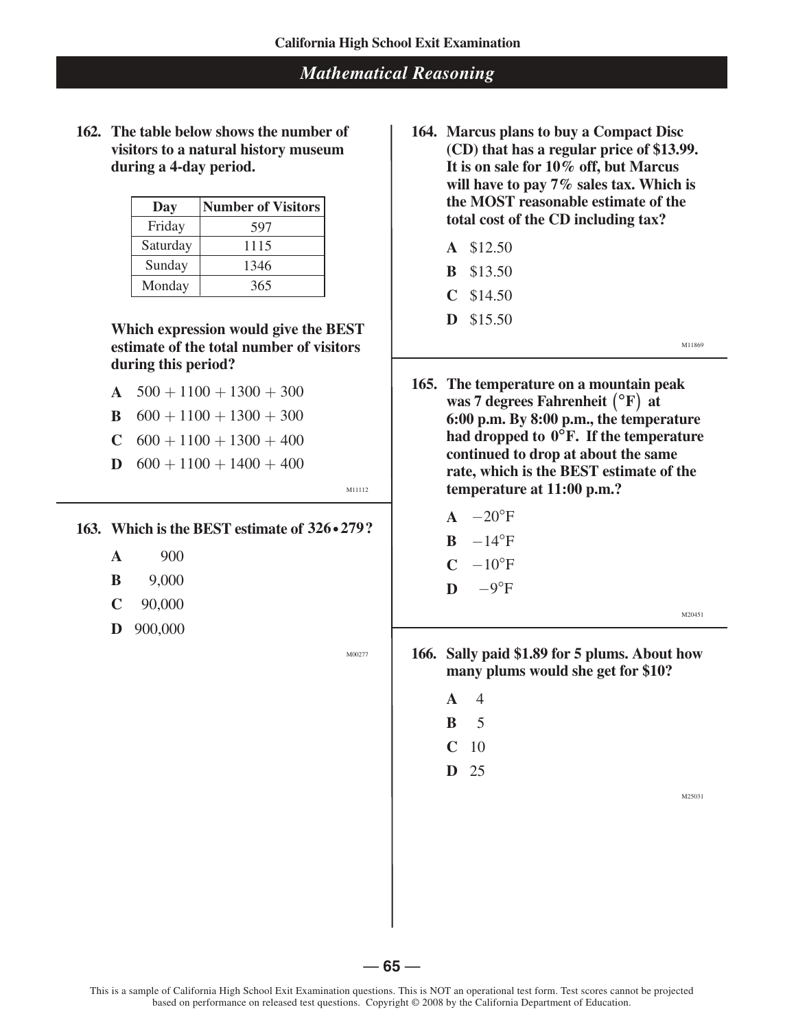## Mathematical Reasoning

**162. The table below shows the number of visitors to a natural history museum during a 4-day period.**

| Day | Number of Visitors |
|---|---|
| Friday | 597 |
| Saturday | 1115 |
| Sunday | 1346 |
| Monday | 365 |

**Which expression would give the BEST estimate of the total number of visitors during this period?**

**A** $500 + 1100 + 1300 + 300$

**B** $600 + 1100 + 1300 + 300$

**C** $600 + 1100 + 1300 + 400$

**D** $600 + 1100 + 1400 + 400$

M11112

**163. Which is the BEST estimate of $326 \bullet 279$?**

**A** 900

**B** 9,000

**C** 90,000

**D** 900,000

M00277

**164. Marcus plans to buy a Compact Disc (CD) that has a regular price of \$13.99. It is on sale for 10% off, but Marcus will have to pay 7% sales tax. Which is the MOST reasonable estimate of the total cost of the CD including tax?**

**A** \$12.50

**B** \$13.50

**C** \$14.50

**D** \$15.50

M11869

**165. The temperature on a mountain peak was 7 degrees Fahrenheit $(°F)$ at 6:00 p.m. By 8:00 p.m., the temperature had dropped to $0°F$. If the temperature continued to drop at about the same rate, which is the BEST estimate of the temperature at 11:00 p.m.?**

**A** $-20°F$

**B** $-14°F$

**C** $-10°F$

**D** $-9°F$

M20451

**166. Sally paid \$1.89 for 5 plums. About how many plums would she get for \$10?**

**A** 4

**B** 5

**C** 10

**D** 25

M25031

This is a sample of California High School Exit Examination questions. This is NOT an operational test form. Test scores cannot be projected based on performance on released test questions. Copyright © 2008 by the California Department of Education.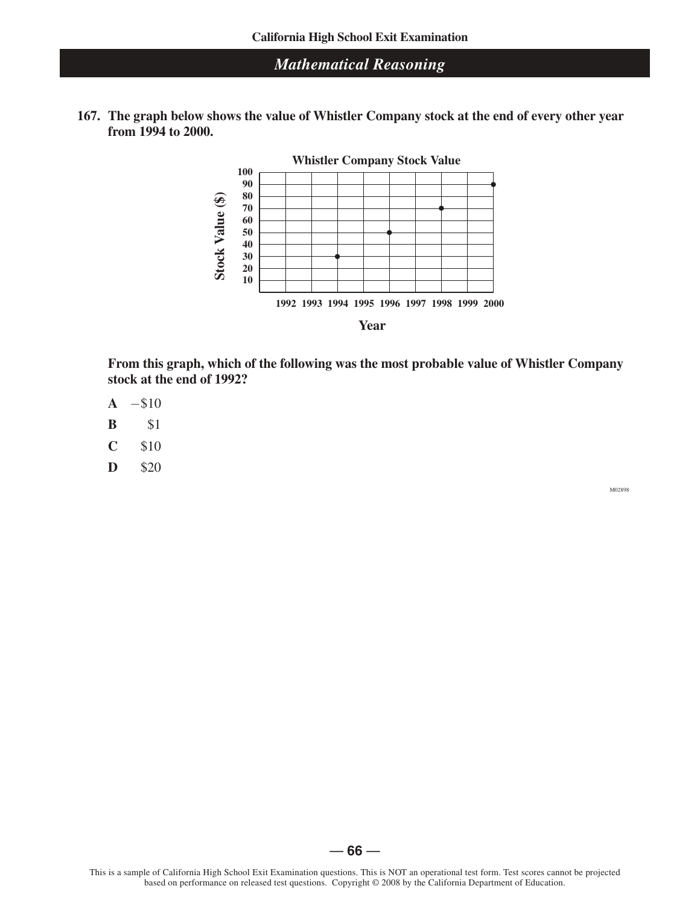## Mathematical Reasoning

**167. The graph below shows the value of Whistler Company stock at the end of every other year from 1994 to 2000.**

**Whistler Company Stock Value**

| Year | Stock Value ($) |
|---|---|
| 1994 | 30 |
| 1996 | 50 |
| 1998 | 70 |
| 2000 | 90 |

**From this graph, which of the following was the most probable value of Whistler Company stock at the end of 1992?**

**A** $-\$10$

**B** $1

**C** $10

**D** $20

M02898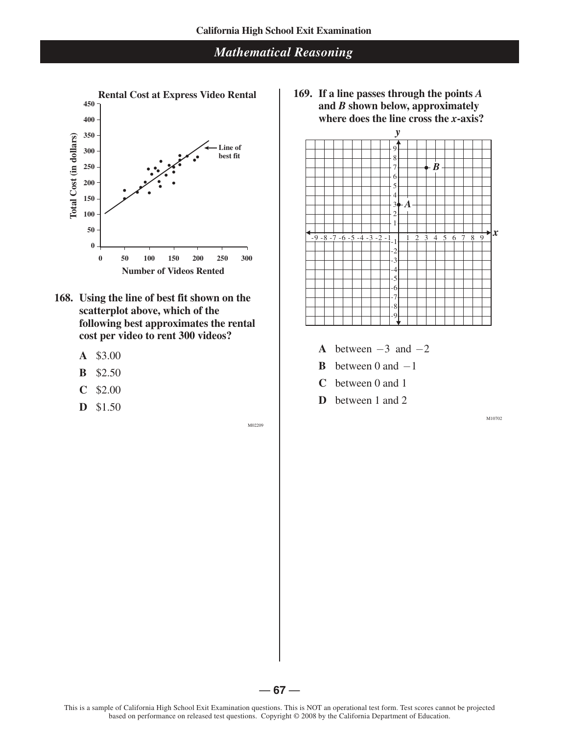## Mathematical Reasoning

**168. Using the line of best fit shown on the scatterplot above, which of the following best approximates the rental cost per video to rent 300 videos?**

**A** \$3.00

**B** \$2.50

**C** \$2.00

**D** \$1.50

M02209

**169. If a line passes through the points *A* and *B* shown below, approximately where does the line cross the *x*-axis?**

**A** between $-3$ and $-2$

**B** between 0 and $-1$

**C** between 0 and 1

**D** between 1 and 2

M10702

This is a sample of California High School Exit Examination questions. This is NOT an operational test form. Test scores cannot be projected based on performance on released test questions. Copyright © 2008 by the California Department of Education.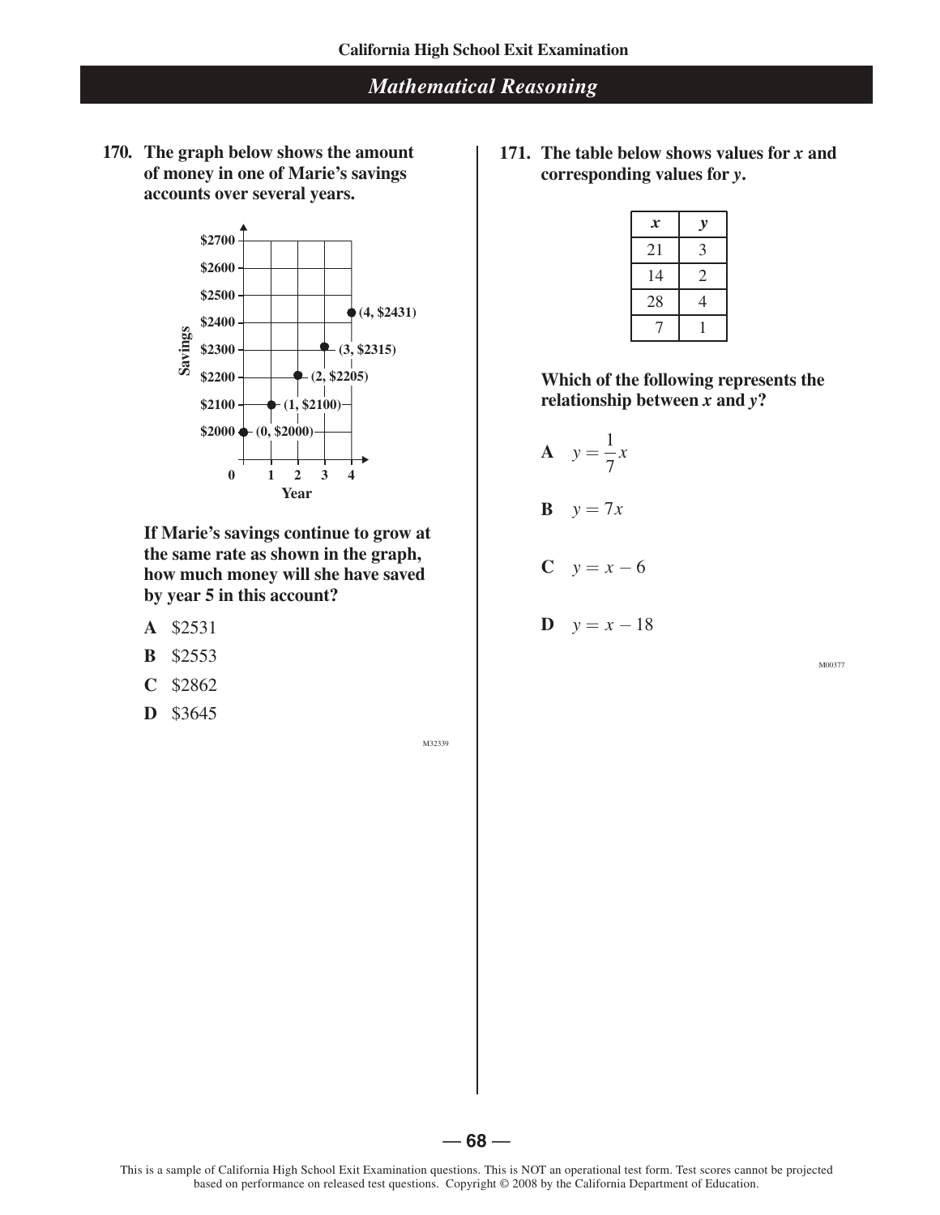## Mathematical Reasoning

**170. The graph below shows the amount of money in one of Marie's savings accounts over several years.**

**If Marie's savings continue to grow at the same rate as shown in the graph, how much money will she have saved by year 5 in this account?**

**A** \$2531

**B** \$2553

**C** \$2862

**D** \$3645

M32339

**171. The table below shows values for $x$ and corresponding values for $y$.**

| $x$ | $y$ |
|---|---|
| 21 | 3 |
| 14 | 2 |
| 28 | 4 |
| 7 | 1 |

**Which of the following represents the relationship between $x$ and $y$?**

**A** $y = \frac{1}{7}x$

**B** $y = 7x$

**C** $y = x - 6$

**D** $y = x - 18$

M00377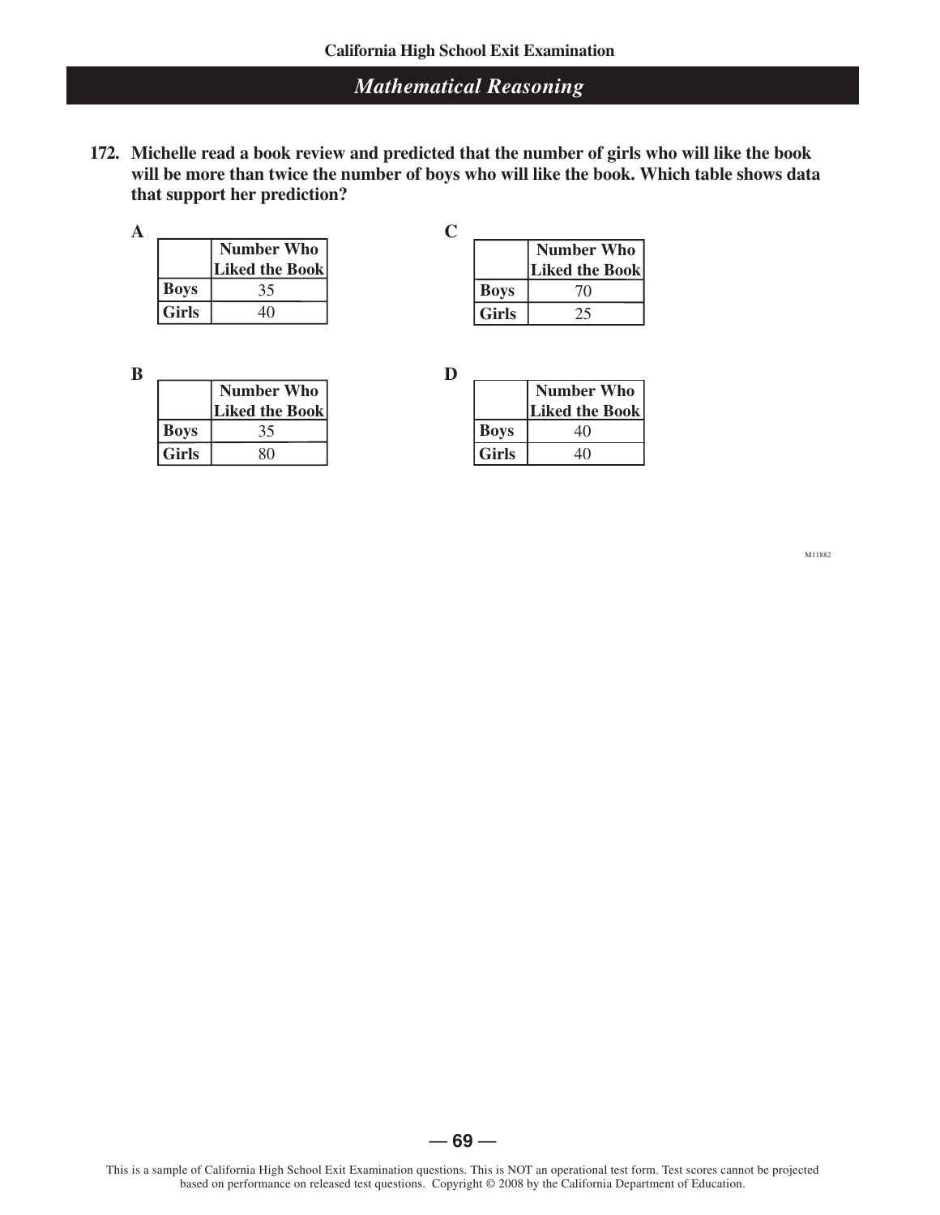## Mathematical Reasoning

**172. Michelle read a book review and predicted that the number of girls who will like the book will be more than twice the number of boys who will like the book. Which table shows data that support her prediction?**

**A**

| | Number Who Liked the Book |
|---|---|
| **Boys** | 35 |
| **Girls** | 40 |

**B**

| | Number Who Liked the Book |
|---|---|
| **Boys** | 35 |
| **Girls** | 80 |

**C**

| | Number Who Liked the Book |
|---|---|
| **Boys** | 70 |
| **Girls** | 25 |

**D**

| | Number Who Liked the Book |
|---|---|
| **Boys** | 40 |
| **Girls** | 40 |

M11882

This is a sample of California High School Exit Examination questions. This is NOT an operational test form. Test scores cannot be projected based on performance on released test questions. Copyright © 2008 by the California Department of Education.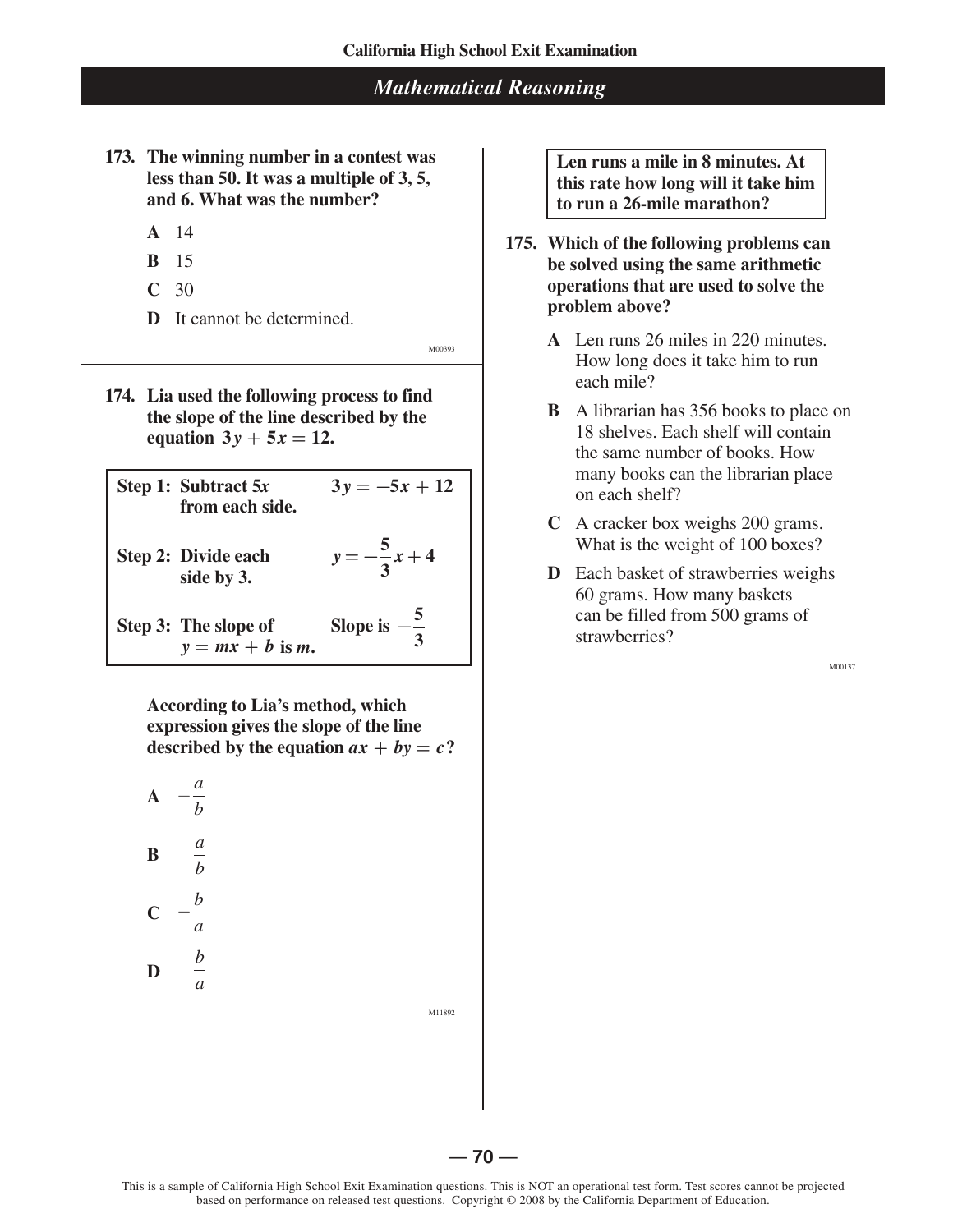## Mathematical Reasoning

**173. The winning number in a contest was less than 50. It was a multiple of 3, 5, and 6. What was the number?**

- **A** 14
- **B** 15
- **C** 30
- **D** It cannot be determined.

M00393

**174. Lia used the following process to find the slope of the line described by the equation $3y + 5x = 12$.**

| | |
|---|---|
| **Step 1: Subtract $5x$ from each side.** | $3y = -5x + 12$ |
| **Step 2: Divide each side by 3.** | $y = -\frac{5}{3}x + 4$ |
| **Step 3: The slope of $y = mx + b$ is $m$.** | **Slope is** $-\frac{5}{3}$ |

**According to Lia's method, which expression gives the slope of the line described by the equation $ax + by = c$?**

- **A** $-\frac{a}{b}$
- **B** $\frac{a}{b}$
- **C** $-\frac{b}{a}$
- **D** $\frac{b}{a}$

M11892

**Len runs a mile in 8 minutes. At this rate how long will it take him to run a 26-mile marathon?**

**175. Which of the following problems can be solved using the same arithmetic operations that are used to solve the problem above?**

- **A** Len runs 26 miles in 220 minutes. How long does it take him to run each mile?
- **B** A librarian has 356 books to place on 18 shelves. Each shelf will contain the same number of books. How many books can the librarian place on each shelf?
- **C** A cracker box weighs 200 grams. What is the weight of 100 boxes?
- **D** Each basket of strawberries weighs 60 grams. How many baskets can be filled from 500 grams of strawberries?

M00137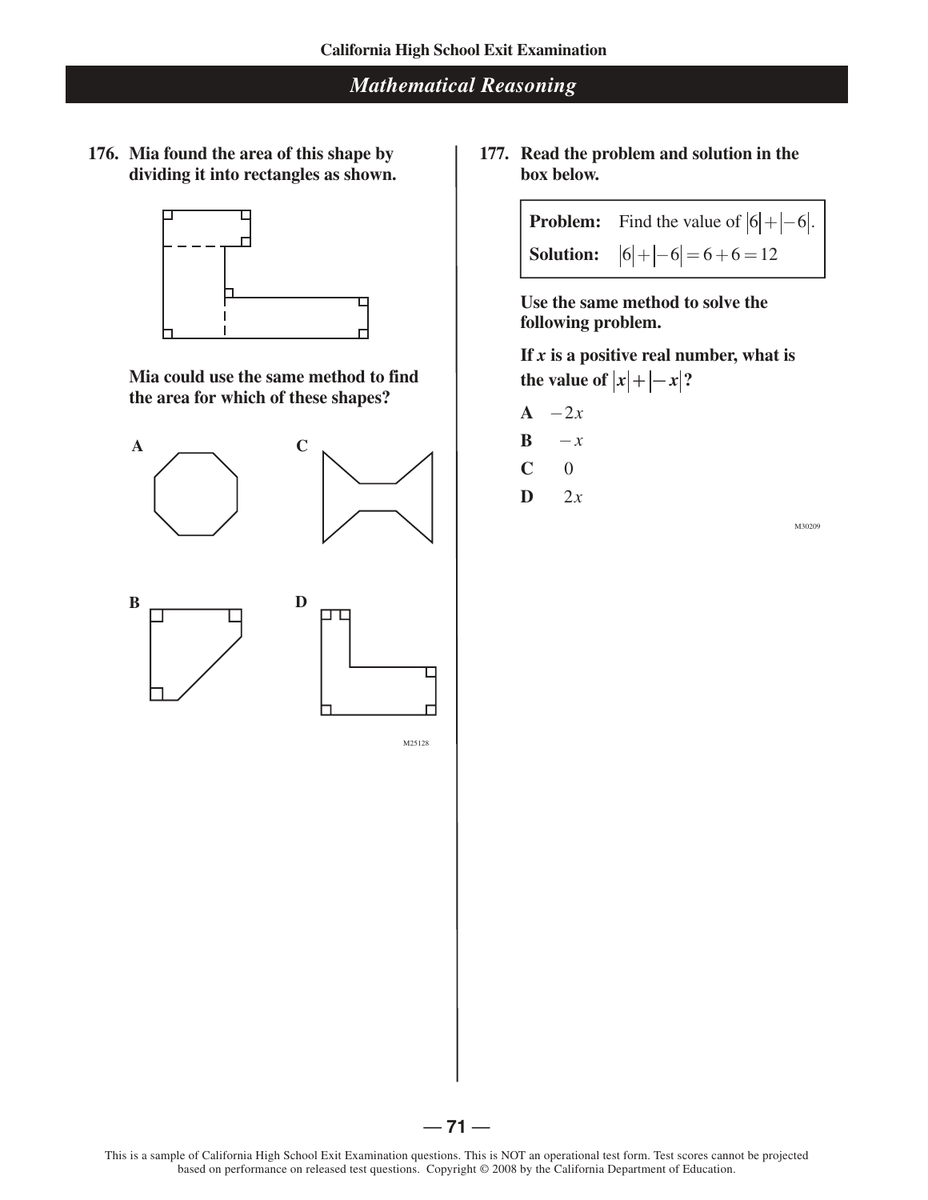## Mathematical Reasoning

**176. Mia found the area of this shape by dividing it into rectangles as shown.**

**Mia could use the same method to find the area for which of these shapes?**

A

C

B

D

M25128

**177. Read the problem and solution in the box below.**

| | |
|---|---|
| **Problem:** | Find the value of $|6| + |-6|$. |
| **Solution:** | $|6| + |-6| = 6 + 6 = 12$ |

**Use the same method to solve the following problem.**

**If $x$ is a positive real number, what is the value of $|x| + |-x|$?**

**A** $-2x$

**B** $-x$

**C** $0$

**D** $2x$

M30209

This is a sample of California High School Exit Examination questions. This is NOT an operational test form. Test scores cannot be projected based on performance on released test questions. Copyright © 2008 by the California Department of Education.